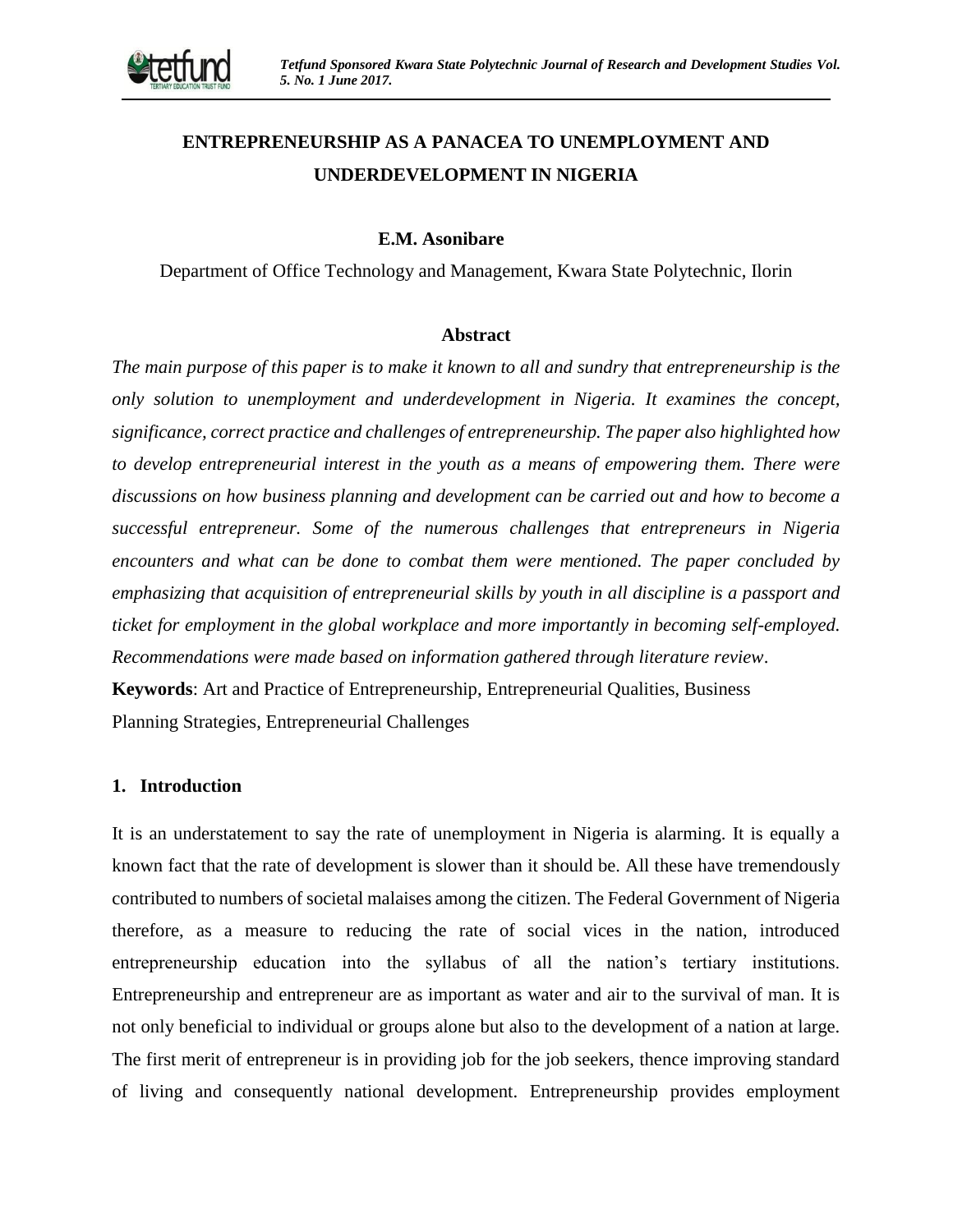# ENTREPRENEURSHIP AS A PANACEA TO UNEMPLOYMENT AND UNDERDEVELOPMENT IN NIGERIA

**E.M. Asonibare**

Department of Office Technology and Management, Kwara State Polytechnic, Ilorin

## Abstract

*The main purpose of this paper is to make it known to all and sundry that entrepreneurship is the only solution to unemployment and underdevelopment in Nigeria. It examines the concept, significance, correct practice and challenges of entrepreneurship. The paper also highlighted how to develop entrepreneurial interest in the youth as a means of empowering them. There were discussions on how business planning and development can be carried out and how to become a successful entrepreneur. Some of the numerous challenges that entrepreneurs in Nigeria encounters and what can be done to combat them were mentioned. The paper concluded by emphasizing that acquisition of entrepreneurial skills by youth in all discipline is a passport and ticket for employment in the global workplace and more importantly in becoming self-employed. Recommendations were made based on information gathered through literature review*.

**Keywords**: Art and Practice of Entrepreneurship, Entrepreneurial Qualities, Business Planning Strategies, Entrepreneurial Challenges

## 1. Introduction

It is an understatement to say the rate of unemployment in Nigeria is alarming. It is equally a known fact that the rate of development is slower than it should be. All these have tremendously contributed to numbers of societal malaises among the citizen. The Federal Government of Nigeria therefore, as a measure to reducing the rate of social vices in the nation, introduced entrepreneurship education into the syllabus of all the nation's tertiary institutions. Entrepreneurship and entrepreneur are as important as water and air to the survival of man. It is not only beneficial to individual or groups alone but also to the development of a nation at large. The first merit of entrepreneur is in providing job for the job seekers, thence improving standard of living and consequently national development. Entrepreneurship provides employment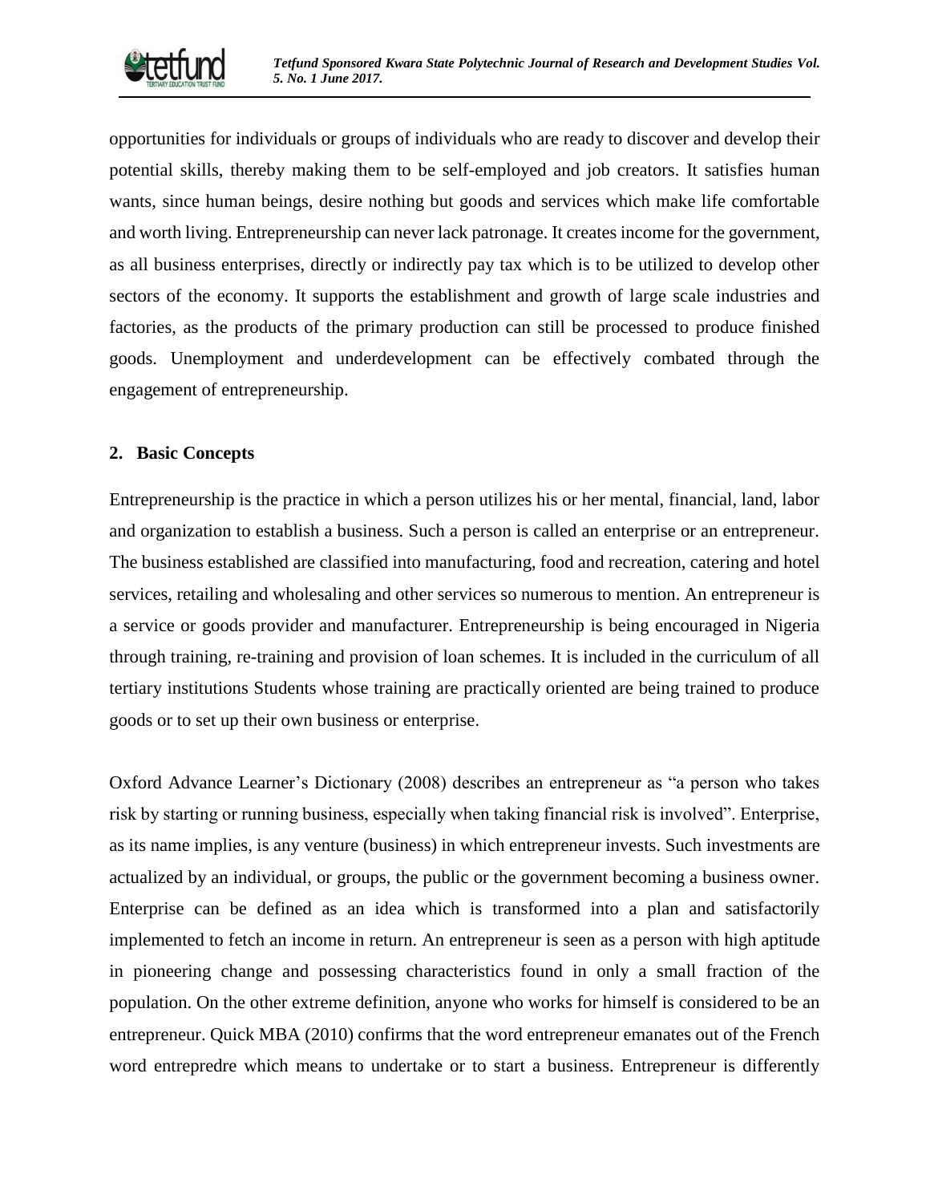opportunities for individuals or groups of individuals who are ready to discover and develop their potential skills, thereby making them to be self-employed and job creators. It satisfies human wants, since human beings, desire nothing but goods and services which make life comfortable and worth living. Entrepreneurship can never lack patronage. It creates income for the government, as all business enterprises, directly or indirectly pay tax which is to be utilized to develop other sectors of the economy. It supports the establishment and growth of large scale industries and factories, as the products of the primary production can still be processed to produce finished goods. Unemployment and underdevelopment can be effectively combated through the engagement of entrepreneurship.

## 2. Basic Concepts

Entrepreneurship is the practice in which a person utilizes his or her mental, financial, land, labor and organization to establish a business. Such a person is called an enterprise or an entrepreneur. The business established are classified into manufacturing, food and recreation, catering and hotel services, retailing and wholesaling and other services so numerous to mention. An entrepreneur is a service or goods provider and manufacturer. Entrepreneurship is being encouraged in Nigeria through training, re-training and provision of loan schemes. It is included in the curriculum of all tertiary institutions Students whose training are practically oriented are being trained to produce goods or to set up their own business or enterprise.

Oxford Advance Learner's Dictionary (2008) describes an entrepreneur as "a person who takes risk by starting or running business, especially when taking financial risk is involved". Enterprise, as its name implies, is any venture (business) in which entrepreneur invests. Such investments are actualized by an individual, or groups, the public or the government becoming a business owner. Enterprise can be defined as an idea which is transformed into a plan and satisfactorily implemented to fetch an income in return. An entrepreneur is seen as a person with high aptitude in pioneering change and possessing characteristics found in only a small fraction of the population. On the other extreme definition, anyone who works for himself is considered to be an entrepreneur. Quick MBA (2010) confirms that the word entrepreneur emanates out of the French word entrepredre which means to undertake or to start a business. Entrepreneur is differently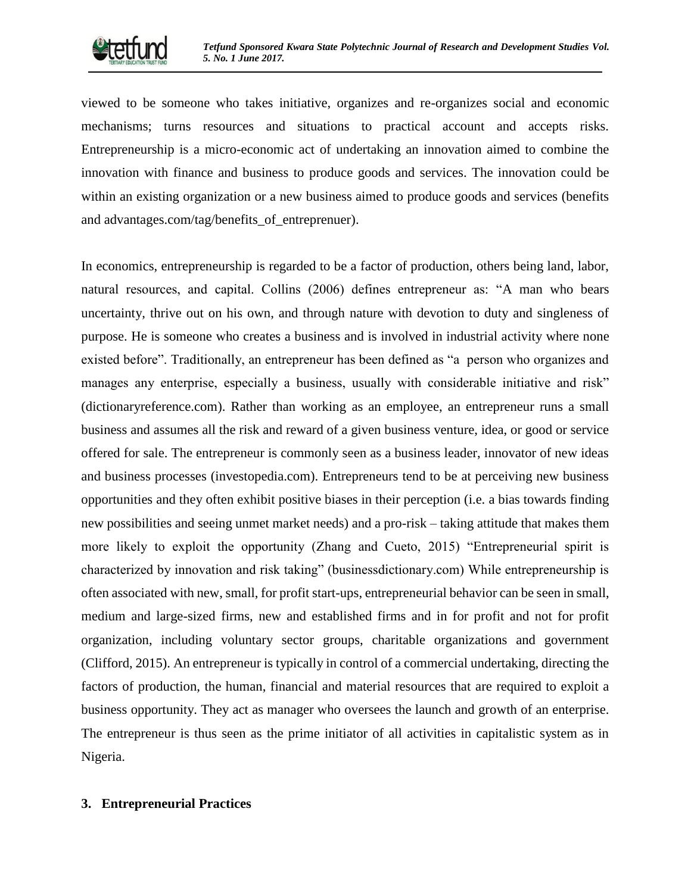viewed to be someone who takes initiative, organizes and re-organizes social and economic mechanisms; turns resources and situations to practical account and accepts risks. Entrepreneurship is a micro-economic act of undertaking an innovation aimed to combine the innovation with finance and business to produce goods and services. The innovation could be within an existing organization or a new business aimed to produce goods and services (benefits and advantages.com/tag/benefits_of_entreprenuer).

In economics, entrepreneurship is regarded to be a factor of production, others being land, labor, natural resources, and capital. Collins (2006) defines entrepreneur as: "A man who bears uncertainty, thrive out on his own, and through nature with devotion to duty and singleness of purpose. He is someone who creates a business and is involved in industrial activity where none existed before". Traditionally, an entrepreneur has been defined as "a person who organizes and manages any enterprise, especially a business, usually with considerable initiative and risk" (dictionaryreference.com). Rather than working as an employee, an entrepreneur runs a small business and assumes all the risk and reward of a given business venture, idea, or good or service offered for sale. The entrepreneur is commonly seen as a business leader, innovator of new ideas and business processes (investopedia.com). Entrepreneurs tend to be at perceiving new business opportunities and they often exhibit positive biases in their perception (i.e. a bias towards finding new possibilities and seeing unmet market needs) and a pro-risk – taking attitude that makes them more likely to exploit the opportunity (Zhang and Cueto, 2015) "Entrepreneurial spirit is characterized by innovation and risk taking" (businessdictionary.com) While entrepreneurship is often associated with new, small, for profit start-ups, entrepreneurial behavior can be seen in small, medium and large-sized firms, new and established firms and in for profit and not for profit organization, including voluntary sector groups, charitable organizations and government (Clifford, 2015). An entrepreneur is typically in control of a commercial undertaking, directing the factors of production, the human, financial and material resources that are required to exploit a business opportunity. They act as manager who oversees the launch and growth of an enterprise. The entrepreneur is thus seen as the prime initiator of all activities in capitalistic system as in Nigeria.

## 3. Entrepreneurial Practices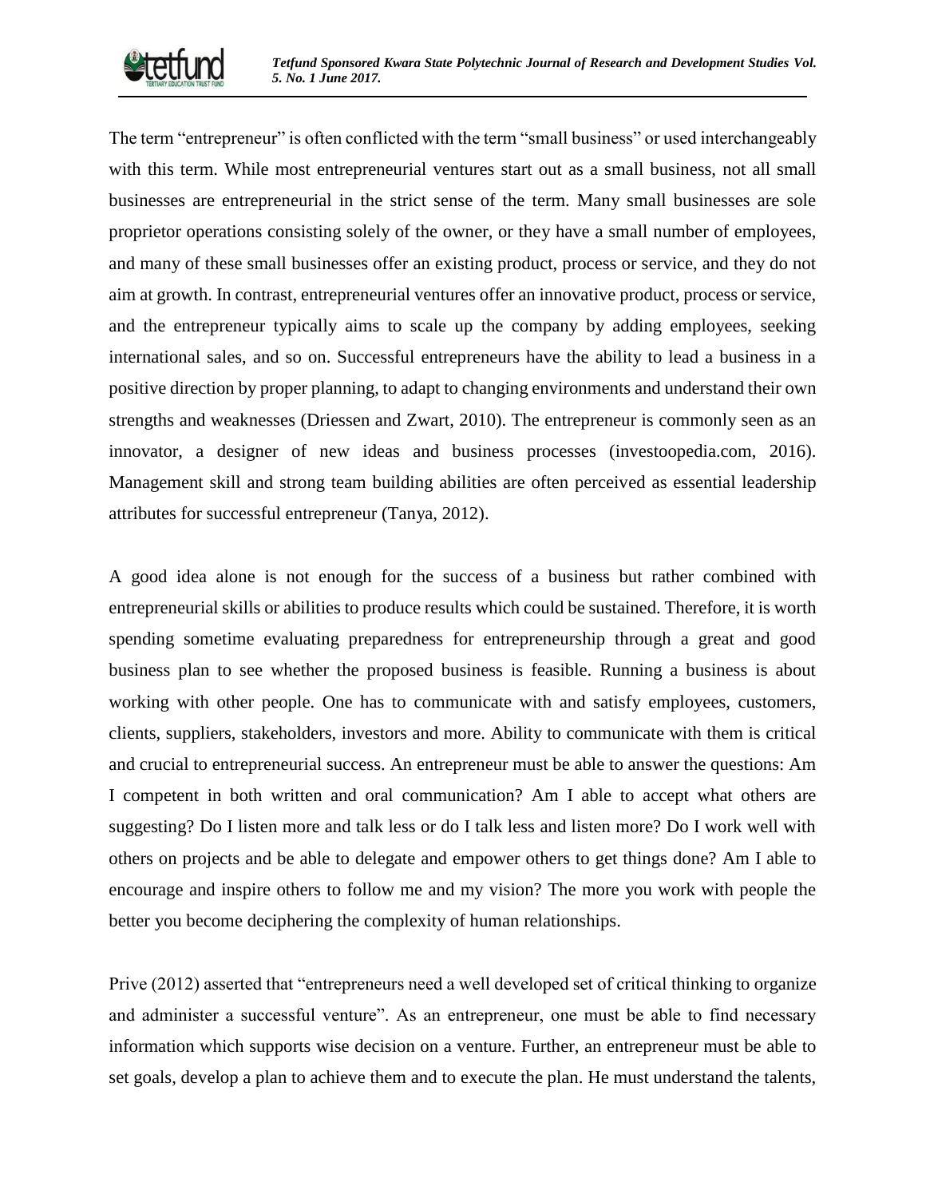The term “entrepreneur” is often conflicted with the term “small business” or used interchangeably with this term. While most entrepreneurial ventures start out as a small business, not all small businesses are entrepreneurial in the strict sense of the term. Many small businesses are sole proprietor operations consisting solely of the owner, or they have a small number of employees, and many of these small businesses offer an existing product, process or service, and they do not aim at growth. In contrast, entrepreneurial ventures offer an innovative product, process or service, and the entrepreneur typically aims to scale up the company by adding employees, seeking international sales, and so on. Successful entrepreneurs have the ability to lead a business in a positive direction by proper planning, to adapt to changing environments and understand their own strengths and weaknesses (Driessen and Zwart, 2010). The entrepreneur is commonly seen as an innovator, a designer of new ideas and business processes (investoopedia.com, 2016). Management skill and strong team building abilities are often perceived as essential leadership attributes for successful entrepreneur (Tanya, 2012).

A good idea alone is not enough for the success of a business but rather combined with entrepreneurial skills or abilities to produce results which could be sustained. Therefore, it is worth spending sometime evaluating preparedness for entrepreneurship through a great and good business plan to see whether the proposed business is feasible. Running a business is about working with other people. One has to communicate with and satisfy employees, customers, clients, suppliers, stakeholders, investors and more. Ability to communicate with them is critical and crucial to entrepreneurial success. An entrepreneur must be able to answer the questions: Am I competent in both written and oral communication? Am I able to accept what others are suggesting? Do I listen more and talk less or do I talk less and listen more? Do I work well with others on projects and be able to delegate and empower others to get things done? Am I able to encourage and inspire others to follow me and my vision? The more you work with people the better you become deciphering the complexity of human relationships.

Prive (2012) asserted that “entrepreneurs need a well developed set of critical thinking to organize and administer a successful venture”. As an entrepreneur, one must be able to find necessary information which supports wise decision on a venture. Further, an entrepreneur must be able to set goals, develop a plan to achieve them and to execute the plan. He must understand the talents,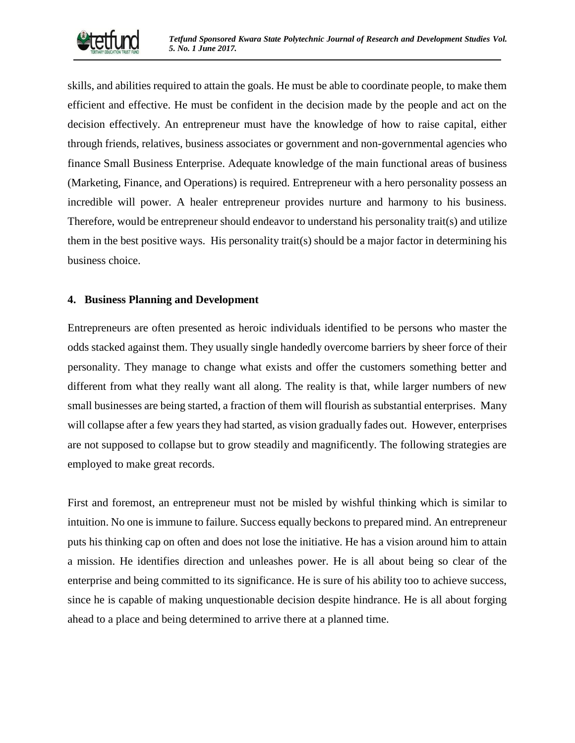skills, and abilities required to attain the goals. He must be able to coordinate people, to make them efficient and effective. He must be confident in the decision made by the people and act on the decision effectively. An entrepreneur must have the knowledge of how to raise capital, either through friends, relatives, business associates or government and non-governmental agencies who finance Small Business Enterprise. Adequate knowledge of the main functional areas of business (Marketing, Finance, and Operations) is required. Entrepreneur with a hero personality possess an incredible will power. A healer entrepreneur provides nurture and harmony to his business. Therefore, would be entrepreneur should endeavor to understand his personality trait(s) and utilize them in the best positive ways. His personality trait(s) should be a major factor in determining his business choice.

## 4. Business Planning and Development

Entrepreneurs are often presented as heroic individuals identified to be persons who master the odds stacked against them. They usually single handedly overcome barriers by sheer force of their personality. They manage to change what exists and offer the customers something better and different from what they really want all along. The reality is that, while larger numbers of new small businesses are being started, a fraction of them will flourish as substantial enterprises. Many will collapse after a few years they had started, as vision gradually fades out. However, enterprises are not supposed to collapse but to grow steadily and magnificently. The following strategies are employed to make great records.

First and foremost, an entrepreneur must not be misled by wishful thinking which is similar to intuition. No one is immune to failure. Success equally beckons to prepared mind. An entrepreneur puts his thinking cap on often and does not lose the initiative. He has a vision around him to attain a mission. He identifies direction and unleashes power. He is all about being so clear of the enterprise and being committed to its significance. He is sure of his ability too to achieve success, since he is capable of making unquestionable decision despite hindrance. He is all about forging ahead to a place and being determined to arrive there at a planned time.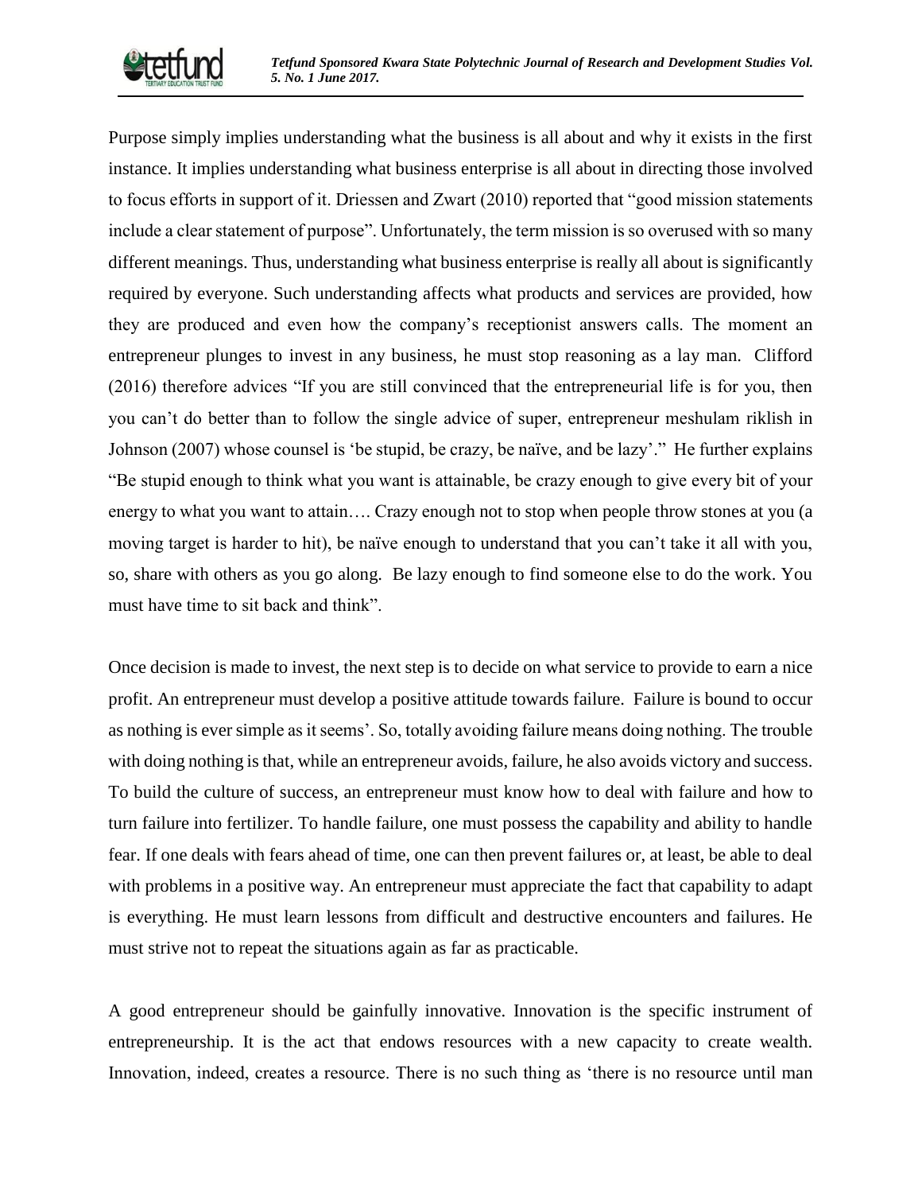Purpose simply implies understanding what the business is all about and why it exists in the first instance. It implies understanding what business enterprise is all about in directing those involved to focus efforts in support of it. Driessen and Zwart (2010) reported that "good mission statements include a clear statement of purpose". Unfortunately, the term mission is so overused with so many different meanings. Thus, understanding what business enterprise is really all about is significantly required by everyone. Such understanding affects what products and services are provided, how they are produced and even how the company's receptionist answers calls. The moment an entrepreneur plunges to invest in any business, he must stop reasoning as a lay man. Clifford (2016) therefore advices "If you are still convinced that the entrepreneurial life is for you, then you can't do better than to follow the single advice of super, entrepreneur meshulam riklish in Johnson (2007) whose counsel is 'be stupid, be crazy, be naïve, and be lazy'." He further explains "Be stupid enough to think what you want is attainable, be crazy enough to give every bit of your energy to what you want to attain…. Crazy enough not to stop when people throw stones at you (a moving target is harder to hit), be naïve enough to understand that you can't take it all with you, so, share with others as you go along. Be lazy enough to find someone else to do the work. You must have time to sit back and think".

Once decision is made to invest, the next step is to decide on what service to provide to earn a nice profit. An entrepreneur must develop a positive attitude towards failure. Failure is bound to occur as nothing is ever simple as it seems'. So, totally avoiding failure means doing nothing. The trouble with doing nothing is that, while an entrepreneur avoids, failure, he also avoids victory and success. To build the culture of success, an entrepreneur must know how to deal with failure and how to turn failure into fertilizer. To handle failure, one must possess the capability and ability to handle fear. If one deals with fears ahead of time, one can then prevent failures or, at least, be able to deal with problems in a positive way. An entrepreneur must appreciate the fact that capability to adapt is everything. He must learn lessons from difficult and destructive encounters and failures. He must strive not to repeat the situations again as far as practicable.

A good entrepreneur should be gainfully innovative. Innovation is the specific instrument of entrepreneurship. It is the act that endows resources with a new capacity to create wealth. Innovation, indeed, creates a resource. There is no such thing as 'there is no resource until man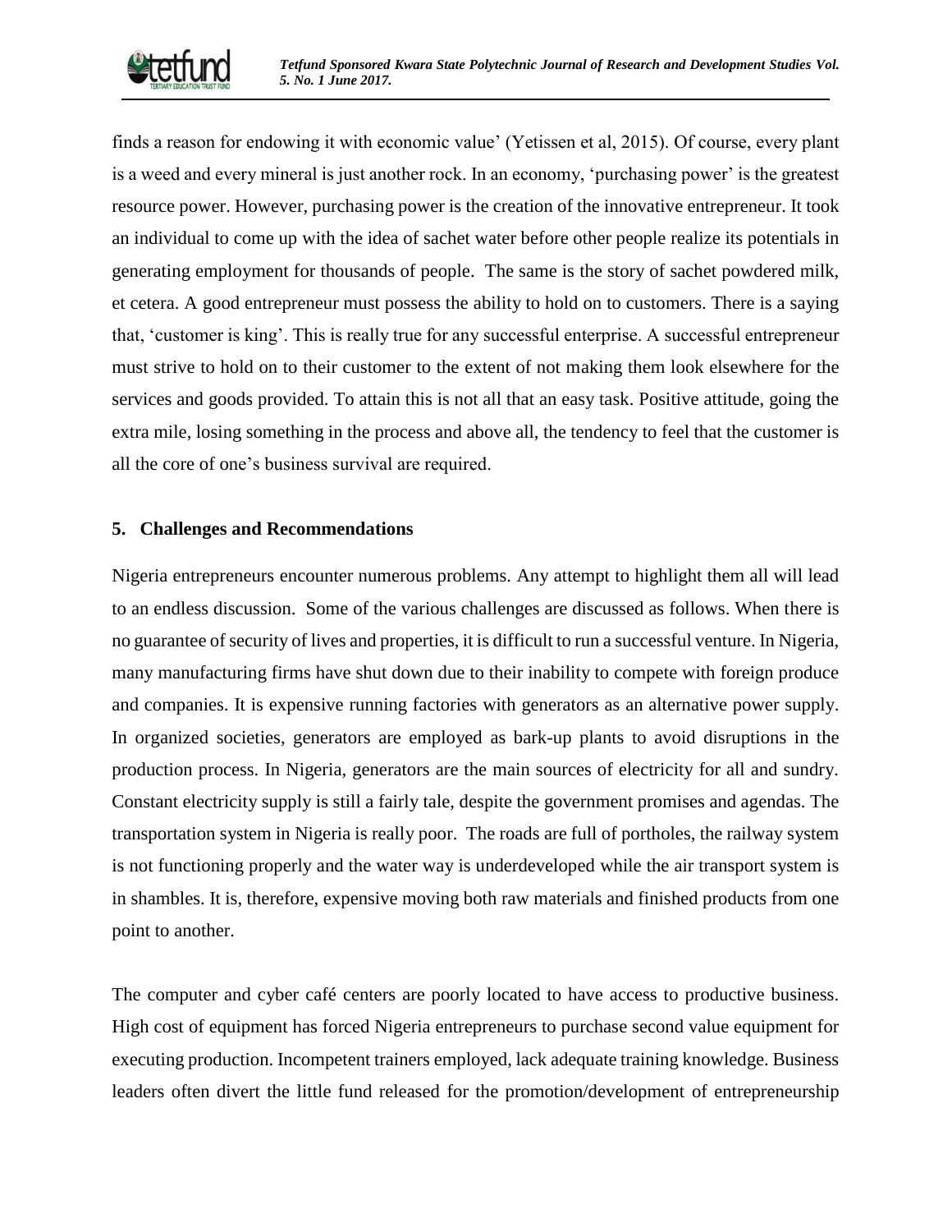finds a reason for endowing it with economic value' (Yetissen et al, 2015). Of course, every plant is a weed and every mineral is just another rock. In an economy, 'purchasing power' is the greatest resource power. However, purchasing power is the creation of the innovative entrepreneur. It took an individual to come up with the idea of sachet water before other people realize its potentials in generating employment for thousands of people. The same is the story of sachet powdered milk, et cetera. A good entrepreneur must possess the ability to hold on to customers. There is a saying that, 'customer is king'. This is really true for any successful enterprise. A successful entrepreneur must strive to hold on to their customer to the extent of not making them look elsewhere for the services and goods provided. To attain this is not all that an easy task. Positive attitude, going the extra mile, losing something in the process and above all, the tendency to feel that the customer is all the core of one's business survival are required.

## 5. Challenges and Recommendations

Nigeria entrepreneurs encounter numerous problems. Any attempt to highlight them all will lead to an endless discussion. Some of the various challenges are discussed as follows. When there is no guarantee of security of lives and properties, it is difficult to run a successful venture. In Nigeria, many manufacturing firms have shut down due to their inability to compete with foreign produce and companies. It is expensive running factories with generators as an alternative power supply. In organized societies, generators are employed as bark-up plants to avoid disruptions in the production process. In Nigeria, generators are the main sources of electricity for all and sundry. Constant electricity supply is still a fairly tale, despite the government promises and agendas. The transportation system in Nigeria is really poor. The roads are full of portholes, the railway system is not functioning properly and the water way is underdeveloped while the air transport system is in shambles. It is, therefore, expensive moving both raw materials and finished products from one point to another.

The computer and cyber café centers are poorly located to have access to productive business. High cost of equipment has forced Nigeria entrepreneurs to purchase second value equipment for executing production. Incompetent trainers employed, lack adequate training knowledge. Business leaders often divert the little fund released for the promotion/development of entrepreneurship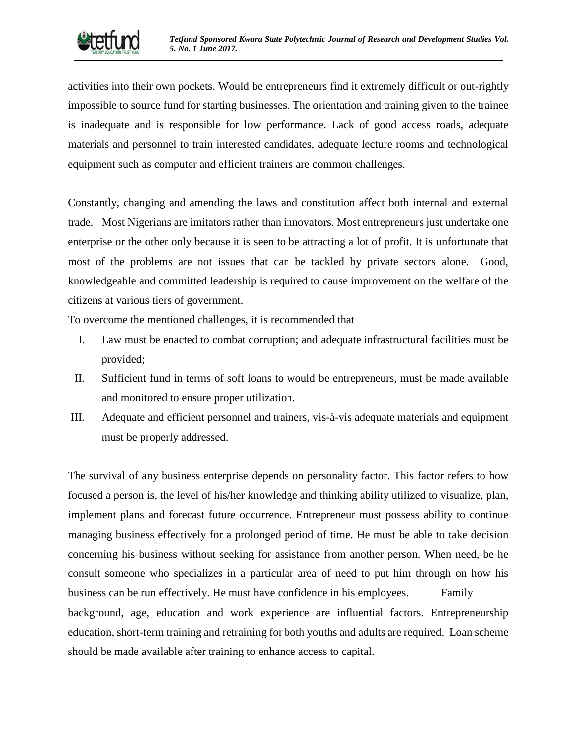activities into their own pockets. Would be entrepreneurs find it extremely difficult or out-rightly impossible to source fund for starting businesses. The orientation and training given to the trainee is inadequate and is responsible for low performance. Lack of good access roads, adequate materials and personnel to train interested candidates, adequate lecture rooms and technological equipment such as computer and efficient trainers are common challenges.

Constantly, changing and amending the laws and constitution affect both internal and external trade. Most Nigerians are imitators rather than innovators. Most entrepreneurs just undertake one enterprise or the other only because it is seen to be attracting a lot of profit. It is unfortunate that most of the problems are not issues that can be tackled by private sectors alone. Good, knowledgeable and committed leadership is required to cause improvement on the welfare of the citizens at various tiers of government.

To overcome the mentioned challenges, it is recommended that

I. Law must be enacted to combat corruption; and adequate infrastructural facilities must be provided;

II. Sufficient fund in terms of soft loans to would be entrepreneurs, must be made available and monitored to ensure proper utilization.

III. Adequate and efficient personnel and trainers, vis-à-vis adequate materials and equipment must be properly addressed.

The survival of any business enterprise depends on personality factor. This factor refers to how focused a person is, the level of his/her knowledge and thinking ability utilized to visualize, plan, implement plans and forecast future occurrence. Entrepreneur must possess ability to continue managing business effectively for a prolonged period of time. He must be able to take decision concerning his business without seeking for assistance from another person. When need, be he consult someone who specializes in a particular area of need to put him through on how his business can be run effectively. He must have confidence in his employees. Family background, age, education and work experience are influential factors. Entrepreneurship education, short-term training and retraining for both youths and adults are required. Loan scheme should be made available after training to enhance access to capital.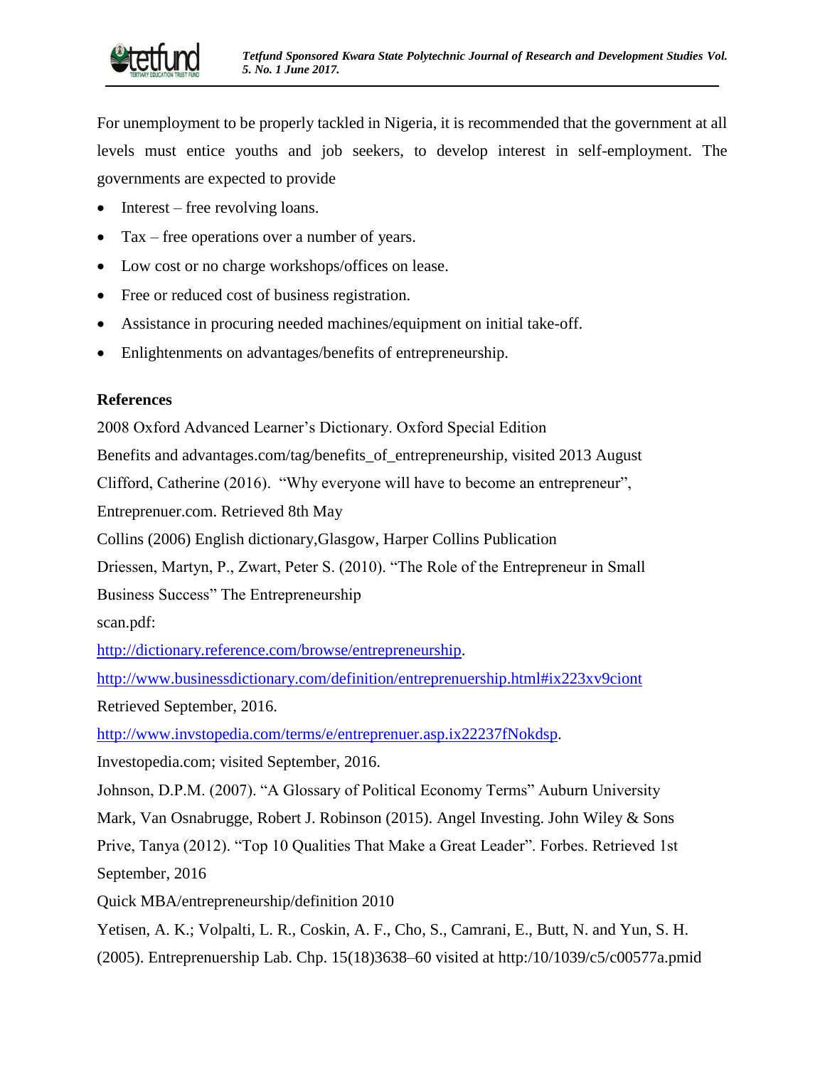For unemployment to be properly tackled in Nigeria, it is recommended that the government at all levels must entice youths and job seekers, to develop interest in self-employment. The governments are expected to provide

- Interest – free revolving loans.
- Tax – free operations over a number of years.
- Low cost or no charge workshops/offices on lease.
- Free or reduced cost of business registration.
- Assistance in procuring needed machines/equipment on initial take-off.
- Enlightenments on advantages/benefits of entrepreneurship.

**References**

2008 Oxford Advanced Learner's Dictionary. Oxford Special Edition

Benefits and advantages.com/tag/benefits_of_entrepreneurship, visited 2013 August

Clifford, Catherine (2016). "Why everyone will have to become an entrepreneur", Entreprenuer.com. Retrieved 8th May

Collins (2006) English dictionary,Glasgow, Harper Collins Publication

Driessen, Martyn, P., Zwart, Peter S. (2010). "The Role of the Entrepreneur in Small Business Success" The Entrepreneurship scan.pdf:

http://dictionary.reference.com/browse/entrepreneurship.

http://www.businessdictionary.com/definition/entreprenuership.html#ix223xv9ciont Retrieved September, 2016.

http://www.invstopedia.com/terms/e/entreprenuer.asp.ix22237fNokdsp.

Investopedia.com; visited September, 2016.

Johnson, D.P.M. (2007). "A Glossary of Political Economy Terms" Auburn University

Mark, Van Osnabrugge, Robert J. Robinson (2015). Angel Investing. John Wiley & Sons

Prive, Tanya (2012). "Top 10 Qualities That Make a Great Leader". Forbes. Retrieved 1st September, 2016

Quick MBA/entrepreneurship/definition 2010

Yetisen, A. K.; Volpalti, L. R., Coskin, A. F., Cho, S., Camrani, E., Butt, N. and Yun, S. H. (2005). Entreprenuership Lab. Chp. 15(18)3638–60 visited at http:/10/1039/c5/c00577a.pmid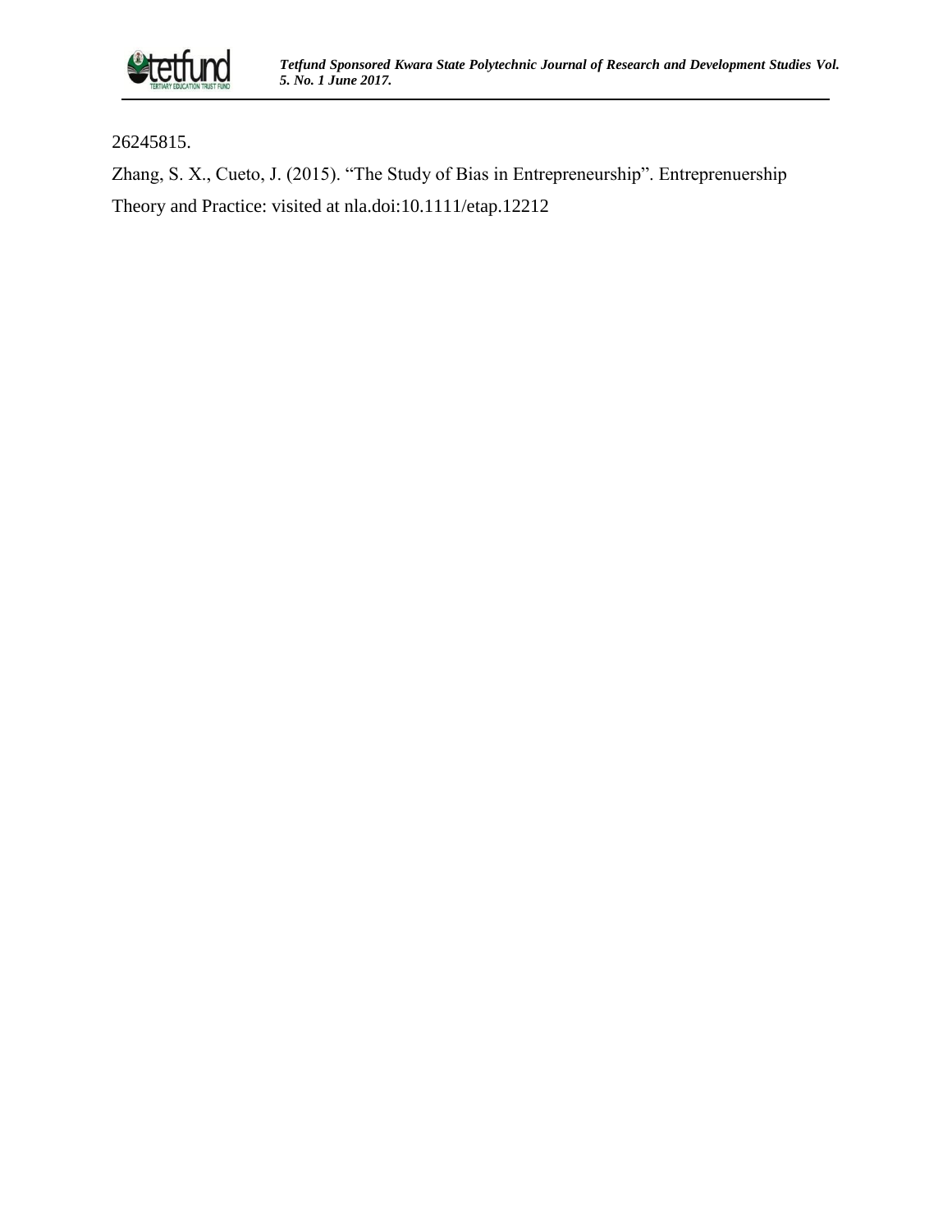26245815.

Zhang, S. X., Cueto, J. (2015). "The Study of Bias in Entrepreneurship". Entreprenuership Theory and Practice: visited at nla.doi:10.1111/etap.12212